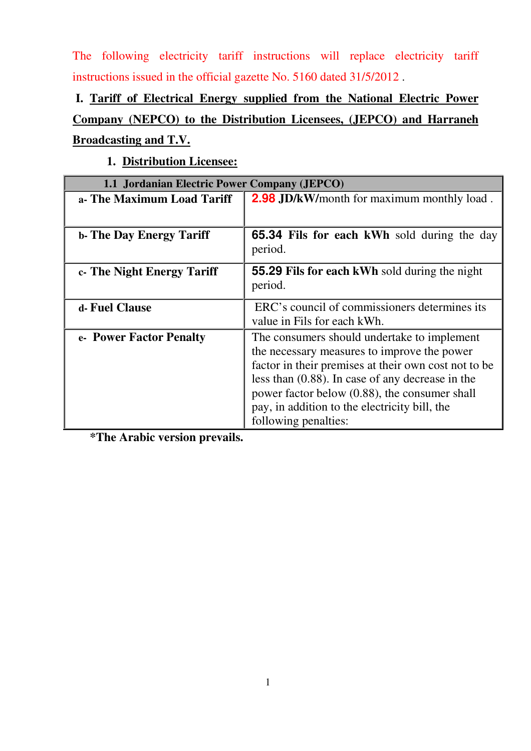The following electricity tariff instructions will replace electricity tariff instructions issued in the official gazette No. 5160 dated 31/5/2012 .

## I. Tariff of Electrical Energy supplied from the National Electric Power Company (NEPCO) to the Distribution Licensees, (JEPCO) and Harraneh Broadcasting and T.V.

### 1. Distribution Licensee:

| 1.1 Jordanian Electric Power Company (JEPCO) | |
|---|---|
| **a- The Maximum Load Tariff** | **2.98 JD/kW/**month for maximum monthly load . |
| **b- The Day Energy Tariff** | **65.34 Fils for each kWh** sold during the day period. |
| **c- The Night Energy Tariff** | **55.29 Fils for each kWh** sold during the night period. |
| **d- Fuel Clause** | ERC's council of commissioners determines its value in Fils for each kWh. |
| **e- Power Factor Penalty** | The consumers should undertake to implement the necessary measures to improve the power factor in their premises at their own cost not to be less than (0.88). In case of any decrease in the power factor below (0.88), the consumer shall pay, in addition to the electricity bill, the following penalties: |

**\*The Arabic version prevails.**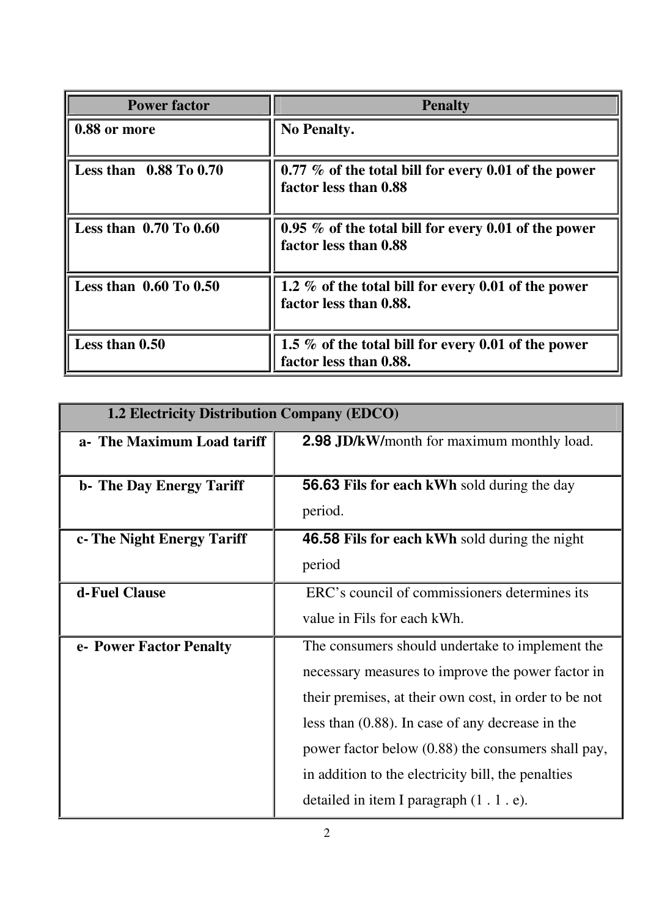| Power factor | Penalty |
|---|---|
| **0.88 or more** | **No Penalty.** |
| **Less than 0.88 To 0.70** | **0.77 % of the total bill for every 0.01 of the power factor less than 0.88** |
| **Less than 0.70 To 0.60** | **0.95 % of the total bill for every 0.01 of the power factor less than 0.88** |
| **Less than 0.60 To 0.50** | **1.2 % of the total bill for every 0.01 of the power factor less than 0.88.** |
| **Less than 0.50** | **1.5 % of the total bill for every 0.01 of the power factor less than 0.88.** |

| **1.2 Electricity Distribution Company (EDCO)** | |
|---|---|
| **a- The Maximum Load tariff** | **2.98 JD/kW/**month for maximum monthly load. |
| **b- The Day Energy Tariff** | **56.63 Fils for each kWh** sold during the day period. |
| **c- The Night Energy Tariff** | **46.58 Fils for each kWh** sold during the night period |
| **d-Fuel Clause** | ERC's council of commissioners determines its value in Fils for each kWh. |
| **e- Power Factor Penalty** | The consumers should undertake to implement the necessary measures to improve the power factor in their premises, at their own cost, in order to be not less than (0.88). In case of any decrease in the power factor below (0.88) the consumers shall pay, in addition to the electricity bill, the penalties detailed in item I paragraph (1 . 1 . e). |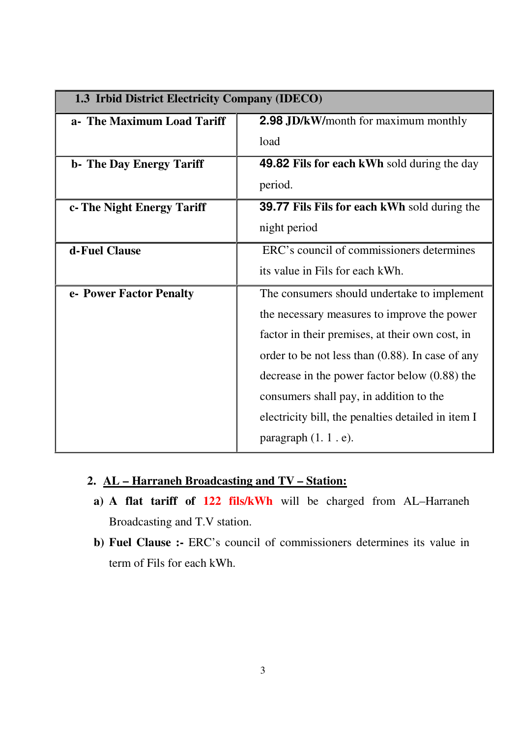| **1.3 Irbid District Electricity Company (IDECO)** | |
|---|---|
| **a- The Maximum Load Tariff** | **2.98 JD/kW/**month for maximum monthly load |
| **b- The Day Energy Tariff** | **49.82 Fils for each kWh** sold during the day period. |
| **c- The Night Energy Tariff** | **39.77 Fils Fils for each kWh** sold during the night period |
| **d-Fuel Clause** | ERC's council of commissioners determines its value in Fils for each kWh. |
| **e- Power Factor Penalty** | The consumers should undertake to implement the necessary measures to improve the power factor in their premises, at their own cost, in order to be not less than (0.88). In case of any decrease in the power factor below (0.88) the consumers shall pay, in addition to the electricity bill, the penalties detailed in item I paragraph (1. 1 . e). |

**2. AL – Harraneh Broadcasting and TV – Station:**

**a) A flat tariff of 122 fils/kWh** will be charged from AL–Harraneh Broadcasting and T.V station.

**b) Fuel Clause :-** ERC's council of commissioners determines its value in term of Fils for each kWh.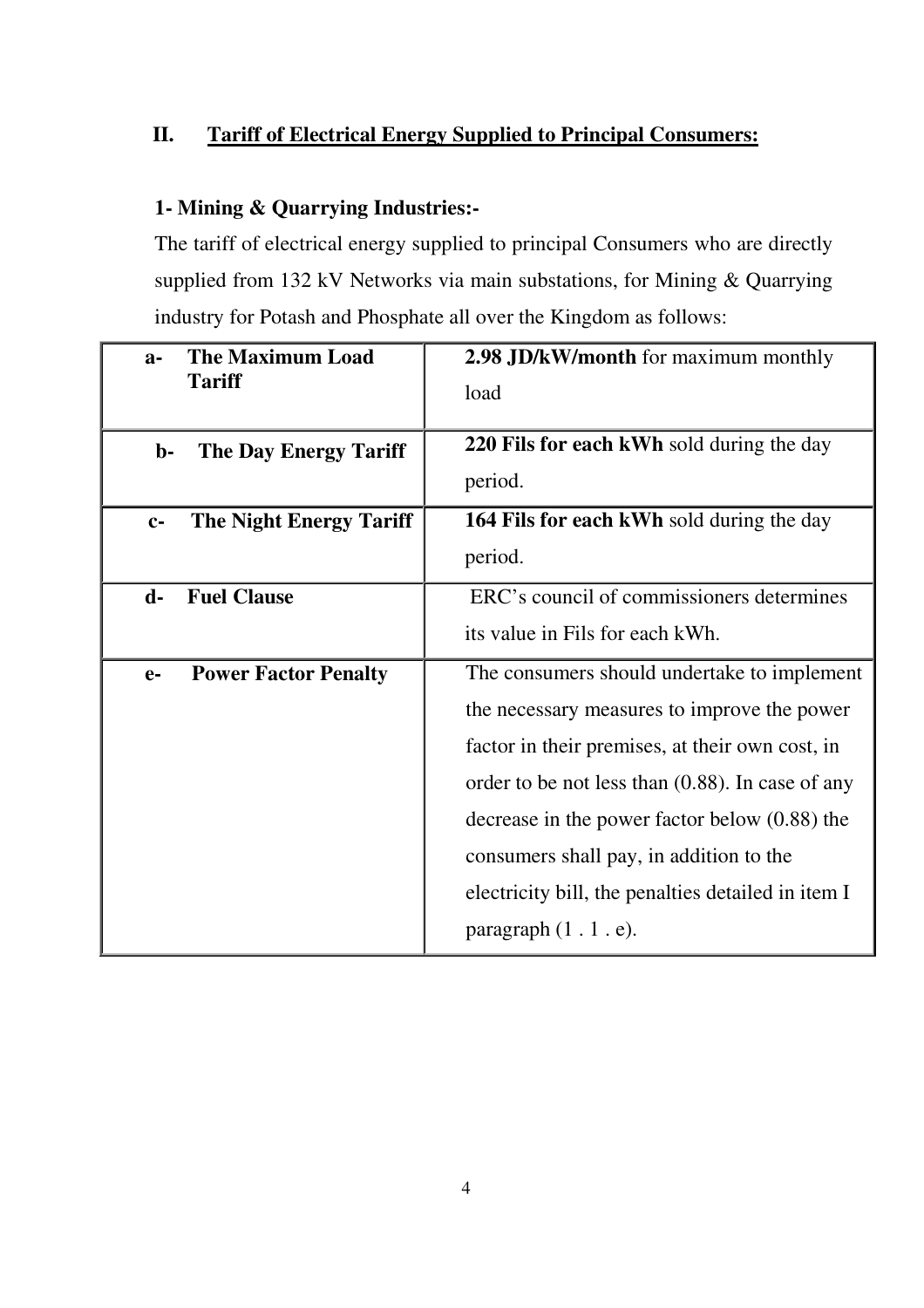## II. Tariff of Electrical Energy Supplied to Principal Consumers:

### 1- Mining & Quarrying Industries:-

The tariff of electrical energy supplied to principal Consumers who are directly supplied from 132 kV Networks via main substations, for Mining & Quarrying industry for Potash and Phosphate all over the Kingdom as follows:

| | |
|---|---|
| **a- The Maximum Load Tariff** | **2.98 JD/kW/month** for maximum monthly load |
| **b- The Day Energy Tariff** | **220 Fils for each kWh** sold during the day period. |
| **c- The Night Energy Tariff** | **164 Fils for each kWh** sold during the day period. |
| **d- Fuel Clause** | ERC's council of commissioners determines its value in Fils for each kWh. |
| **e- Power Factor Penalty** | The consumers should undertake to implement the necessary measures to improve the power factor in their premises, at their own cost, in order to be not less than (0.88). In case of any decrease in the power factor below (0.88) the consumers shall pay, in addition to the electricity bill, the penalties detailed in item I paragraph (1 . 1 . e). |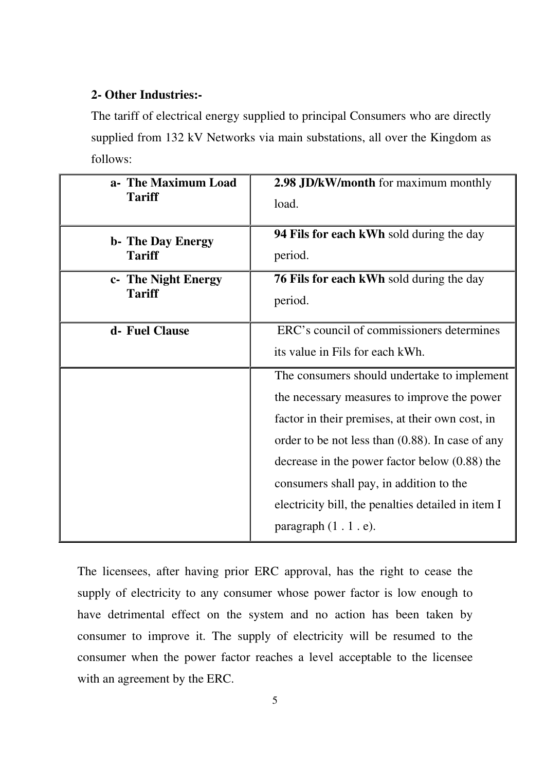**2- Other Industries:-**

The tariff of electrical energy supplied to principal Consumers who are directly supplied from 132 kV Networks via main substations, all over the Kingdom as follows:

| | |
|---|---|
| **a- The Maximum Load Tariff** | **2.98 JD/kW/month** for maximum monthly load. |
| **b- The Day Energy Tariff** | **94 Fils for each kWh** sold during the day period. |
| **c- The Night Energy Tariff** | **76 Fils for each kWh** sold during the day period. |
| **d- Fuel Clause** | ERC's council of commissioners determines its value in Fils for each kWh. |
| | The consumers should undertake to implement the necessary measures to improve the power factor in their premises, at their own cost, in order to be not less than (0.88). In case of any decrease in the power factor below (0.88) the consumers shall pay, in addition to the electricity bill, the penalties detailed in item I paragraph (1 . 1 . e). |

The licensees, after having prior ERC approval, has the right to cease the supply of electricity to any consumer whose power factor is low enough to have detrimental effect on the system and no action has been taken by consumer to improve it. The supply of electricity will be resumed to the consumer when the power factor reaches a level acceptable to the licensee with an agreement by the ERC.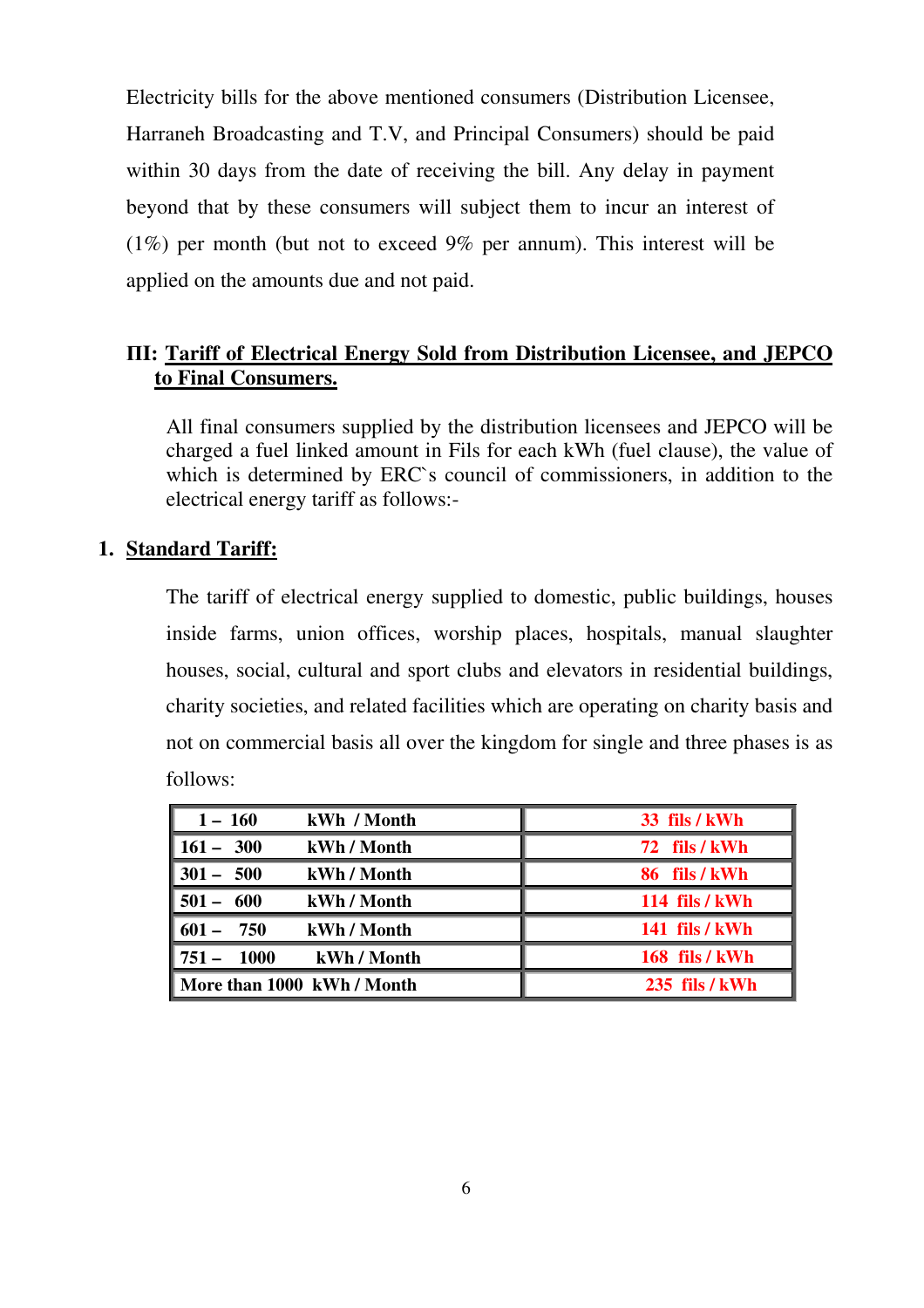Electricity bills for the above mentioned consumers (Distribution Licensee, Harraneh Broadcasting and T.V, and Principal Consumers) should be paid within 30 days from the date of receiving the bill. Any delay in payment beyond that by these consumers will subject them to incur an interest of (1%) per month (but not to exceed 9% per annum). This interest will be applied on the amounts due and not paid.

## III: Tariff of Electrical Energy Sold from Distribution Licensee, and JEPCO to Final Consumers.

All final consumers supplied by the distribution licensees and JEPCO will be charged a fuel linked amount in Fils for each kWh (fuel clause), the value of which is determined by ERC`s council of commissioners, in addition to the electrical energy tariff as follows:-

### 1. Standard Tariff:

The tariff of electrical energy supplied to domestic, public buildings, houses inside farms, union offices, worship places, hospitals, manual slaughter houses, social, cultural and sport clubs and elevators in residential buildings, charity societies, and related facilities which are operating on charity basis and not on commercial basis all over the kingdom for single and three phases is as follows:

| Consumption | Tariff |
|---|---|
| **1 – 160 kWh / Month** | **33 fils / kWh** |
| **161 – 300 kWh / Month** | **72 fils / kWh** |
| **301 – 500 kWh / Month** | **86 fils / kWh** |
| **501 – 600 kWh / Month** | **114 fils / kWh** |
| **601 – 750 kWh / Month** | **141 fils / kWh** |
| **751 – 1000 kWh / Month** | **168 fils / kWh** |
| **More than 1000 kWh / Month** | **235 fils / kWh** |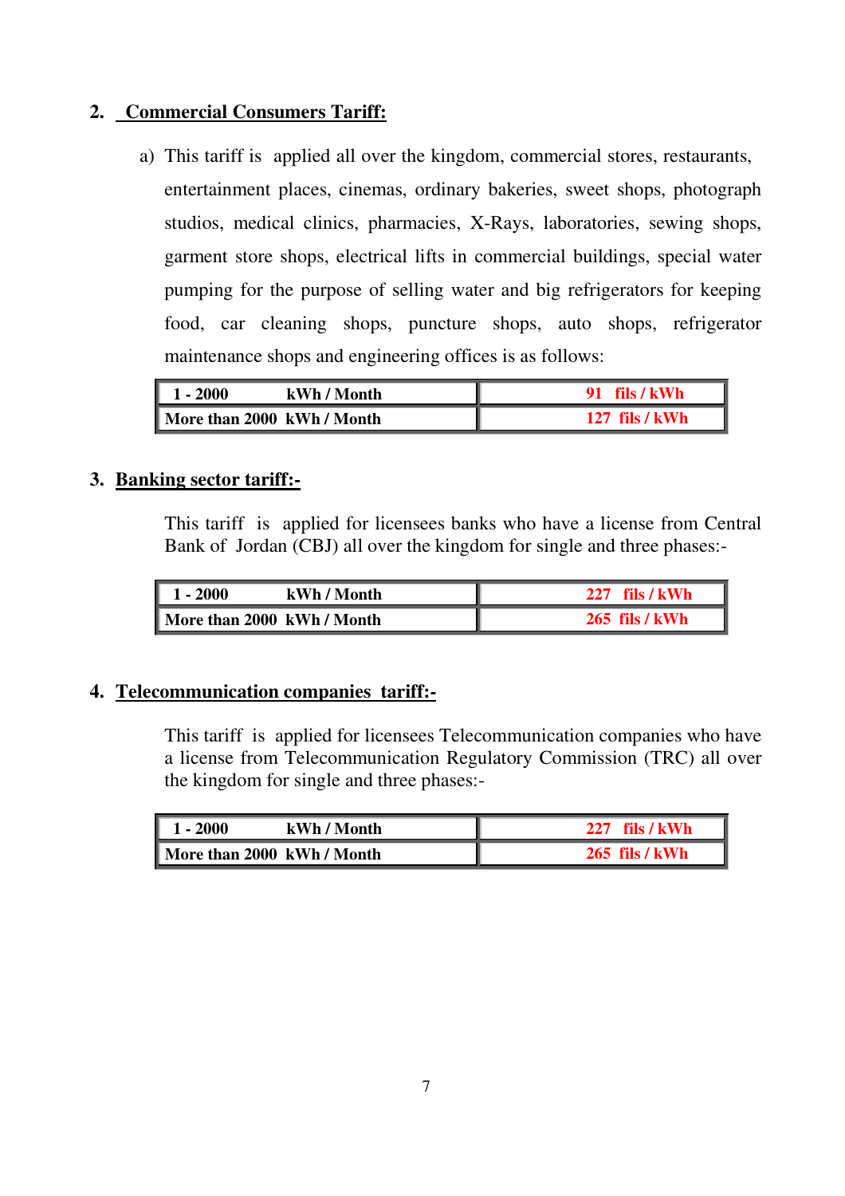## 2. Commercial Consumers Tariff:

a) This tariff is applied all over the kingdom, commercial stores, restaurants, entertainment places, cinemas, ordinary bakeries, sweet shops, photograph studios, medical clinics, pharmacies, X-Rays, laboratories, sewing shops, garment store shops, electrical lifts in commercial buildings, special water pumping for the purpose of selling water and big refrigerators for keeping food, car cleaning shops, puncture shops, auto shops, refrigerator maintenance shops and engineering offices is as follows:

| | |
|---|---|
| **1 - 2000 kWh / Month** | **91 fils / kWh** |
| **More than 2000 kWh / Month** | **127 fils / kWh** |

## 3. Banking sector tariff:-

This tariff is applied for licensees banks who have a license from Central Bank of Jordan (CBJ) all over the kingdom for single and three phases:-

| | |
|---|---|
| **1 - 2000 kWh / Month** | **227 fils / kWh** |
| **More than 2000 kWh / Month** | **265 fils / kWh** |

## 4. Telecommunication companies tariff:-

This tariff is applied for licensees Telecommunication companies who have a license from Telecommunication Regulatory Commission (TRC) all over the kingdom for single and three phases:-

| | |
|---|---|
| **1 - 2000 kWh / Month** | **227 fils / kWh** |
| **More than 2000 kWh / Month** | **265 fils / kWh** |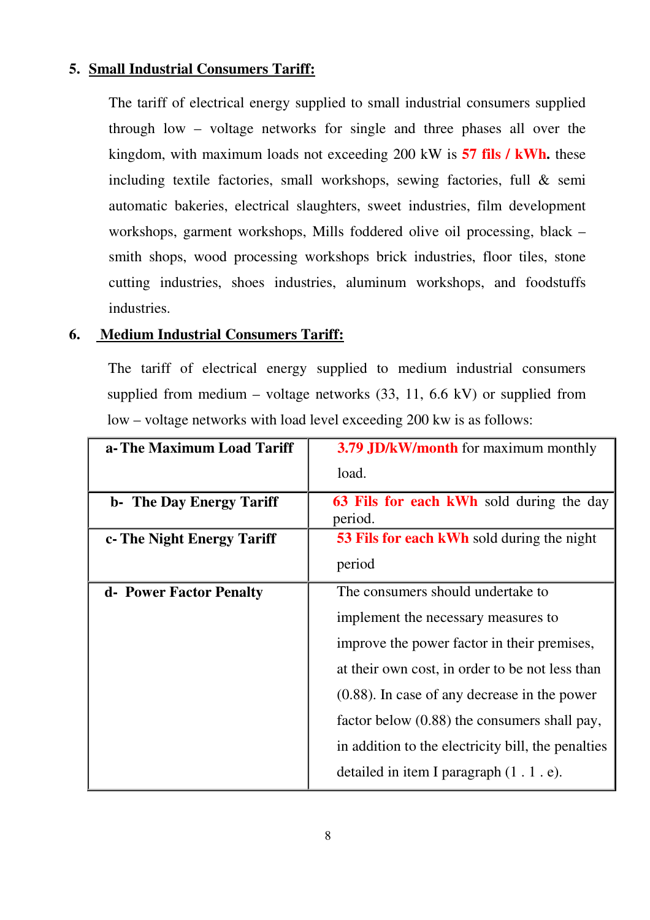5. **Small Industrial Consumers Tariff:**

The tariff of electrical energy supplied to small industrial consumers supplied through low – voltage networks for single and three phases all over the kingdom, with maximum loads not exceeding 200 kW is **57 fils / kWh.** these including textile factories, small workshops, sewing factories, full & semi automatic bakeries, electrical slaughters, sweet industries, film development workshops, garment workshops, Mills foddered olive oil processing, black – smith shops, wood processing workshops brick industries, floor tiles, stone cutting industries, shoes industries, aluminum workshops, and foodstuffs industries.

6. **Medium Industrial Consumers Tariff:**

The tariff of electrical energy supplied to medium industrial consumers supplied from medium – voltage networks (33, 11, 6.6 kV) or supplied from low – voltage networks with load level exceeding 200 kw is as follows:

| | |
|---|---|
| **a- The Maximum Load Tariff** | **3.79 JD/kW/month** for maximum monthly load. |
| **b- The Day Energy Tariff** | **63 Fils for each kWh** sold during the day period. |
| **c- The Night Energy Tariff** | **53 Fils for each kWh** sold during the night period |
| **d- Power Factor Penalty** | The consumers should undertake to implement the necessary measures to improve the power factor in their premises, at their own cost, in order to be not less than (0.88). In case of any decrease in the power factor below (0.88) the consumers shall pay, in addition to the electricity bill, the penalties detailed in item I paragraph (1 . 1 . e). |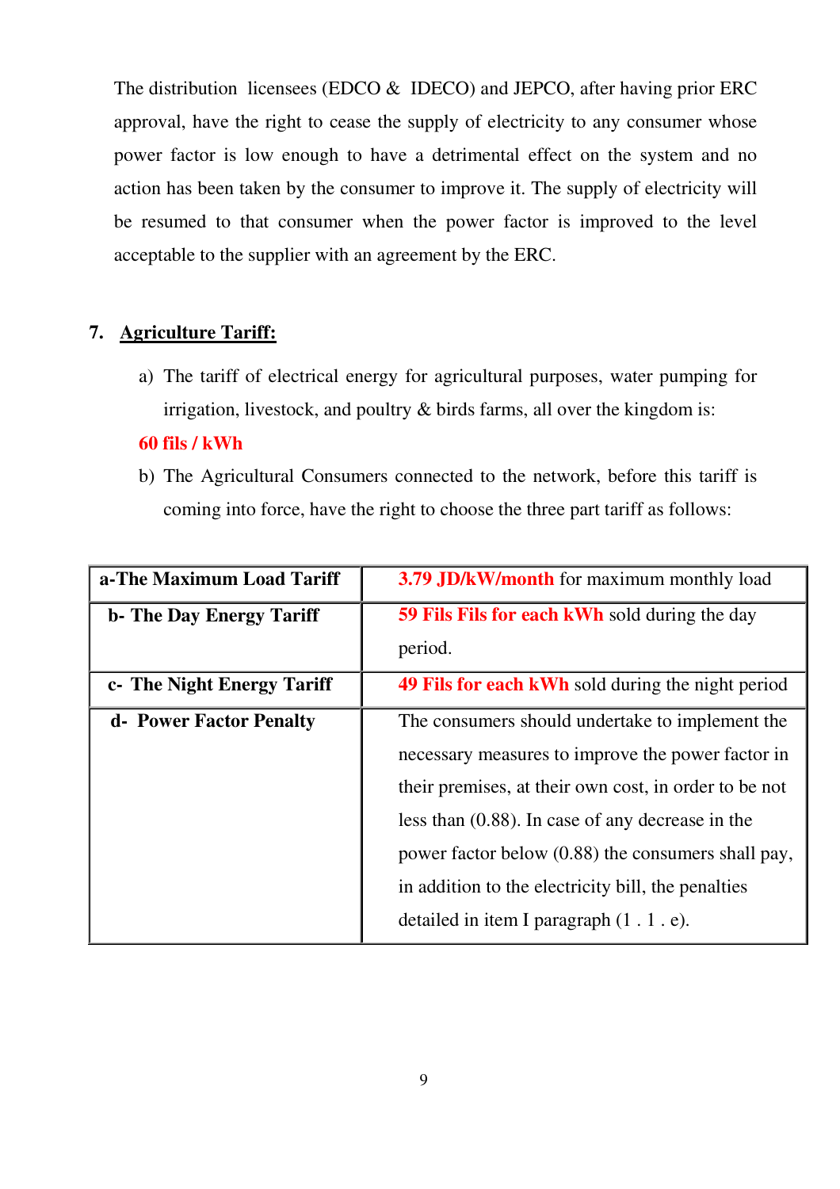The distribution licensees (EDCO & IDECO) and JEPCO, after having prior ERC approval, have the right to cease the supply of electricity to any consumer whose power factor is low enough to have a detrimental effect on the system and no action has been taken by the consumer to improve it. The supply of electricity will be resumed to that consumer when the power factor is improved to the level acceptable to the supplier with an agreement by the ERC.

## 7. Agriculture Tariff:

a) The tariff of electrical energy for agricultural purposes, water pumping for irrigation, livestock, and poultry & birds farms, all over the kingdom is:

**60 fils / kWh**

b) The Agricultural Consumers connected to the network, before this tariff is coming into force, have the right to choose the three part tariff as follows:

| | |
|---|---|
| **a-The Maximum Load Tariff** | **3.79 JD/kW/month** for maximum monthly load |
| **b- The Day Energy Tariff** | **59 Fils Fils for each kWh** sold during the day period. |
| **c- The Night Energy Tariff** | **49 Fils for each kWh** sold during the night period |
| **d- Power Factor Penalty** | The consumers should undertake to implement the necessary measures to improve the power factor in their premises, at their own cost, in order to be not less than (0.88). In case of any decrease in the power factor below (0.88) the consumers shall pay, in addition to the electricity bill, the penalties detailed in item I paragraph (1 . 1 . e). |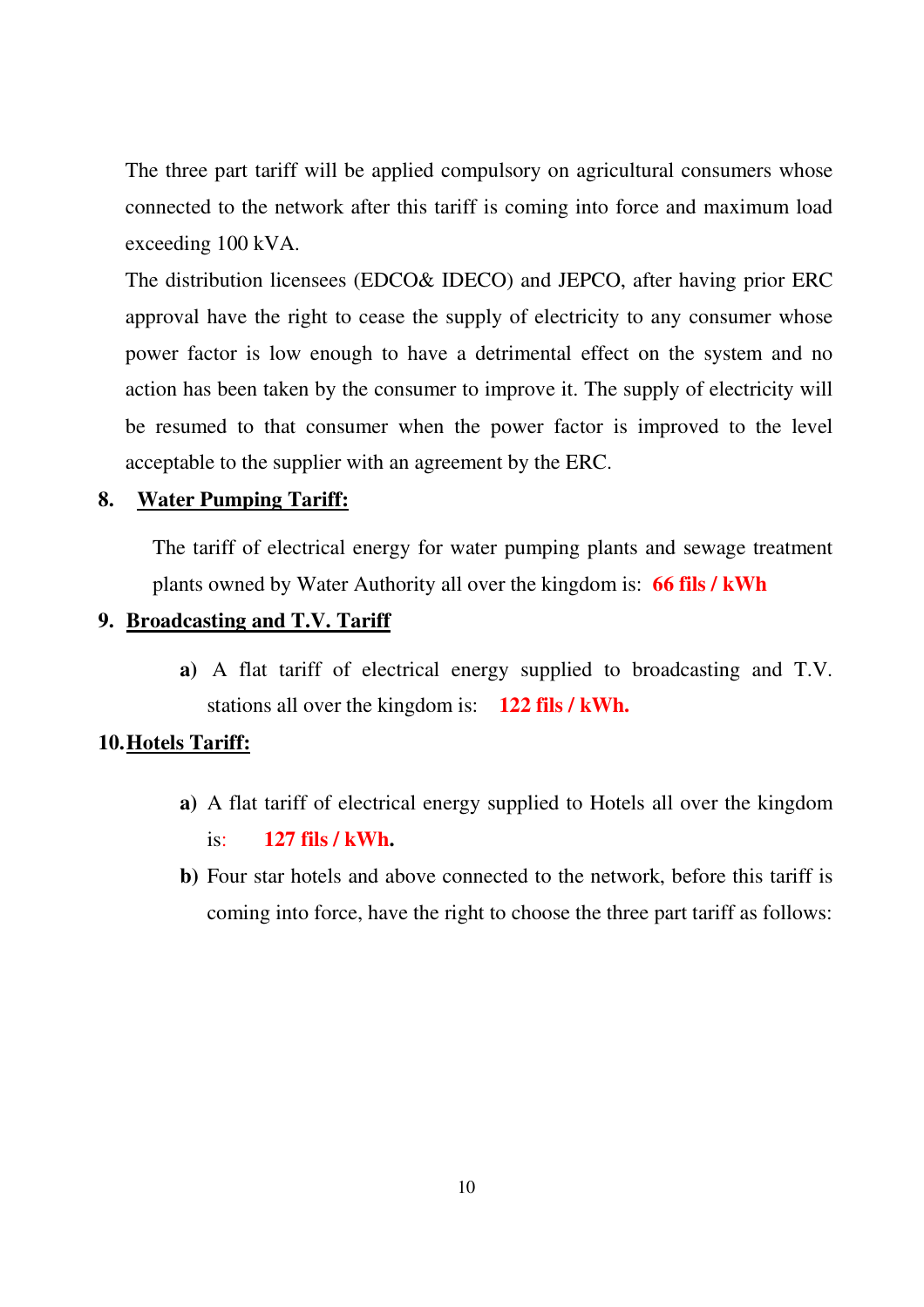The three part tariff will be applied compulsory on agricultural consumers whose connected to the network after this tariff is coming into force and maximum load exceeding 100 kVA.

The distribution licensees (EDCO& IDECO) and JEPCO, after having prior ERC approval have the right to cease the supply of electricity to any consumer whose power factor is low enough to have a detrimental effect on the system and no action has been taken by the consumer to improve it. The supply of electricity will be resumed to that consumer when the power factor is improved to the level acceptable to the supplier with an agreement by the ERC.

## 8. Water Pumping Tariff:

The tariff of electrical energy for water pumping plants and sewage treatment plants owned by Water Authority all over the kingdom is: **66 fils / kWh**

## 9. Broadcasting and T.V. Tariff

**a)** A flat tariff of electrical energy supplied to broadcasting and T.V. stations all over the kingdom is: **122 fils / kWh.**

## 10. Hotels Tariff:

**a)** A flat tariff of electrical energy supplied to Hotels all over the kingdom is: **127 fils / kWh.**

**b)** Four star hotels and above connected to the network, before this tariff is coming into force, have the right to choose the three part tariff as follows: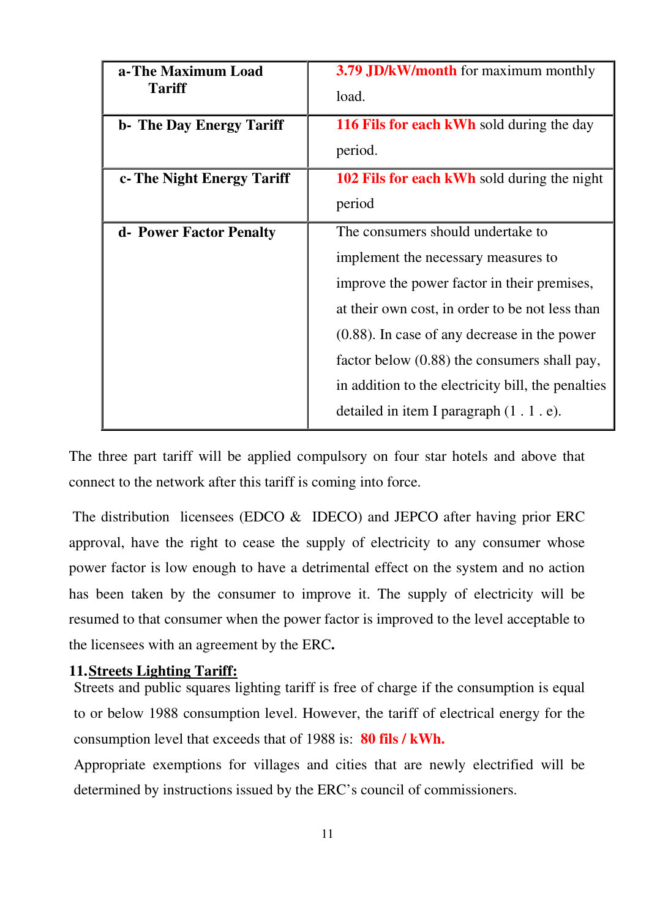| a-The Maximum Load Tariff | **3.79 JD/kW/month** for maximum monthly load. |
| --- | --- |
| **b- The Day Energy Tariff** | **116 Fils for each kWh** sold during the day period. |
| **c- The Night Energy Tariff** | **102 Fils for each kWh** sold during the night period |
| **d- Power Factor Penalty** | The consumers should undertake to implement the necessary measures to improve the power factor in their premises, at their own cost, in order to be not less than (0.88). In case of any decrease in the power factor below (0.88) the consumers shall pay, in addition to the electricity bill, the penalties detailed in item I paragraph (1 . 1 . e). |

The three part tariff will be applied compulsory on four star hotels and above that connect to the network after this tariff is coming into force.

The distribution licensees (EDCO & IDECO) and JEPCO after having prior ERC approval, have the right to cease the supply of electricity to any consumer whose power factor is low enough to have a detrimental effect on the system and no action has been taken by the consumer to improve it. The supply of electricity will be resumed to that consumer when the power factor is improved to the level acceptable to the licensees with an agreement by the ERC.

## 11. Streets Lighting Tariff:

Streets and public squares lighting tariff is free of charge if the consumption is equal to or below 1988 consumption level. However, the tariff of electrical energy for the consumption level that exceeds that of 1988 is: **80 fils / kWh.**

Appropriate exemptions for villages and cities that are newly electrified will be determined by instructions issued by the ERC's council of commissioners.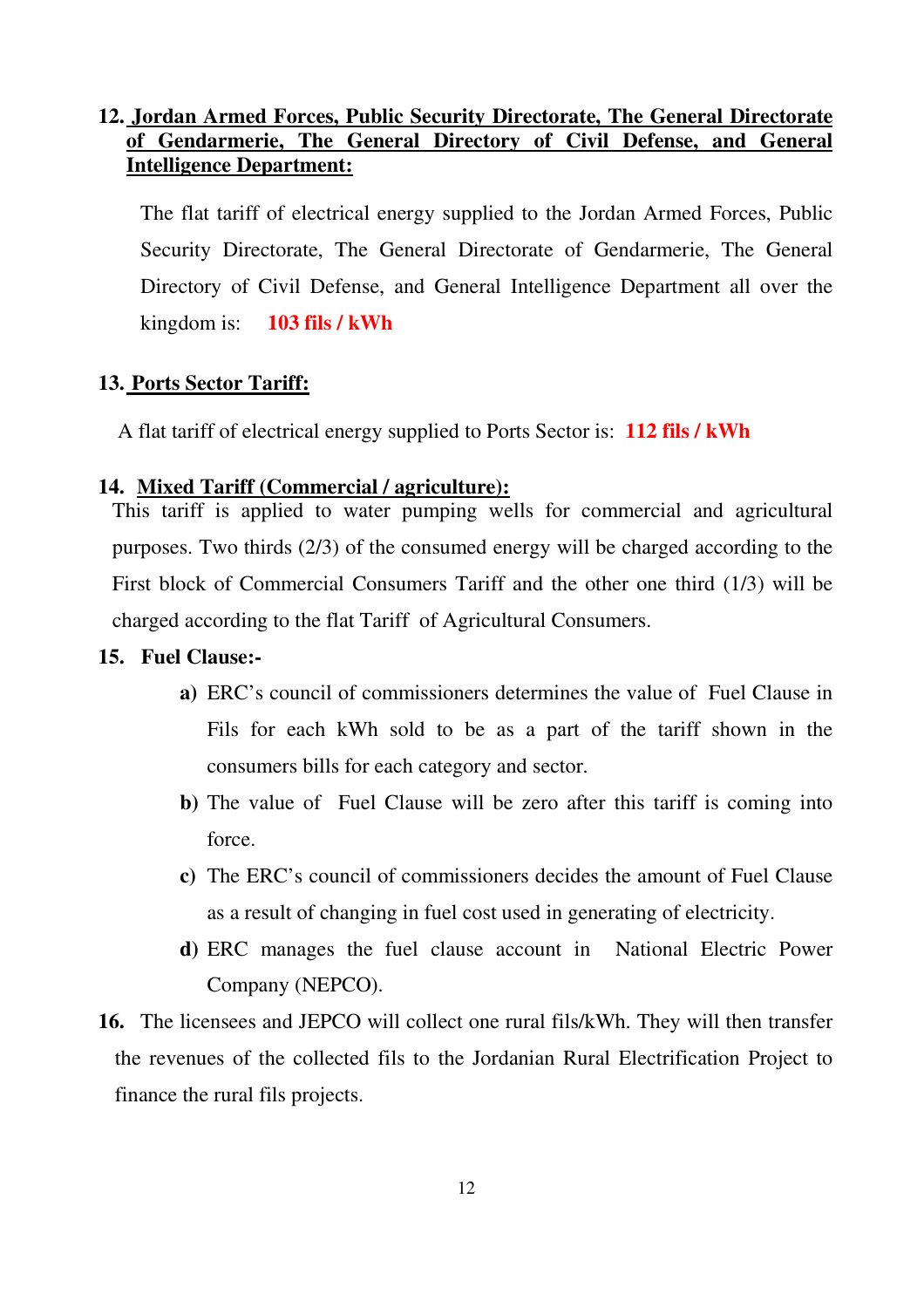## 12. Jordan Armed Forces, Public Security Directorate, The General Directorate of Gendarmerie, The General Directory of Civil Defense, and General Intelligence Department:

The flat tariff of electrical energy supplied to the Jordan Armed Forces, Public Security Directorate, The General Directorate of Gendarmerie, The General Directory of Civil Defense, and General Intelligence Department all over the kingdom is: **103 fils / kWh**

## 13. Ports Sector Tariff:

A flat tariff of electrical energy supplied to Ports Sector is: **112 fils / kWh**

## 14. Mixed Tariff (Commercial / agriculture):

This tariff is applied to water pumping wells for commercial and agricultural purposes. Two thirds (2/3) of the consumed energy will be charged according to the First block of Commercial Consumers Tariff and the other one third (1/3) will be charged according to the flat Tariff of Agricultural Consumers.

## 15. Fuel Clause:-

**a)** ERC's council of commissioners determines the value of Fuel Clause in Fils for each kWh sold to be as a part of the tariff shown in the consumers bills for each category and sector.

**b)** The value of Fuel Clause will be zero after this tariff is coming into force.

**c)** The ERC's council of commissioners decides the amount of Fuel Clause as a result of changing in fuel cost used in generating of electricity.

**d)** ERC manages the fuel clause account in National Electric Power Company (NEPCO).

**16.** The licensees and JEPCO will collect one rural fils/kWh. They will then transfer the revenues of the collected fils to the Jordanian Rural Electrification Project to finance the rural fils projects.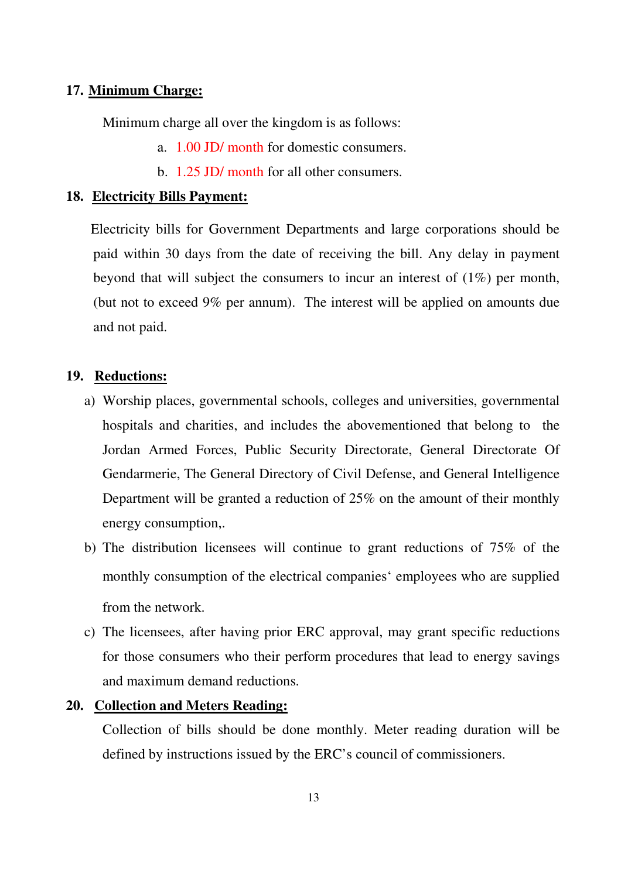## 17. **Minimum Charge:**

Minimum charge all over the kingdom is as follows:

a. 1.00 JD/ month for domestic consumers.

b. 1.25 JD/ month for all other consumers.

## 18. **Electricity Bills Payment:**

Electricity bills for Government Departments and large corporations should be paid within 30 days from the date of receiving the bill. Any delay in payment beyond that will subject the consumers to incur an interest of (1%) per month, (but not to exceed 9% per annum). The interest will be applied on amounts due and not paid.

## 19. **Reductions:**

a) Worship places, governmental schools, colleges and universities, governmental hospitals and charities, and includes the abovementioned that belong to the Jordan Armed Forces, Public Security Directorate, General Directorate Of Gendarmerie, The General Directory of Civil Defense, and General Intelligence Department will be granted a reduction of 25% on the amount of their monthly energy consumption,.

b) The distribution licensees will continue to grant reductions of 75% of the monthly consumption of the electrical companies' employees who are supplied from the network.

c) The licensees, after having prior ERC approval, may grant specific reductions for those consumers who their perform procedures that lead to energy savings and maximum demand reductions.

## 20. **Collection and Meters Reading:**

Collection of bills should be done monthly. Meter reading duration will be defined by instructions issued by the ERC's council of commissioners.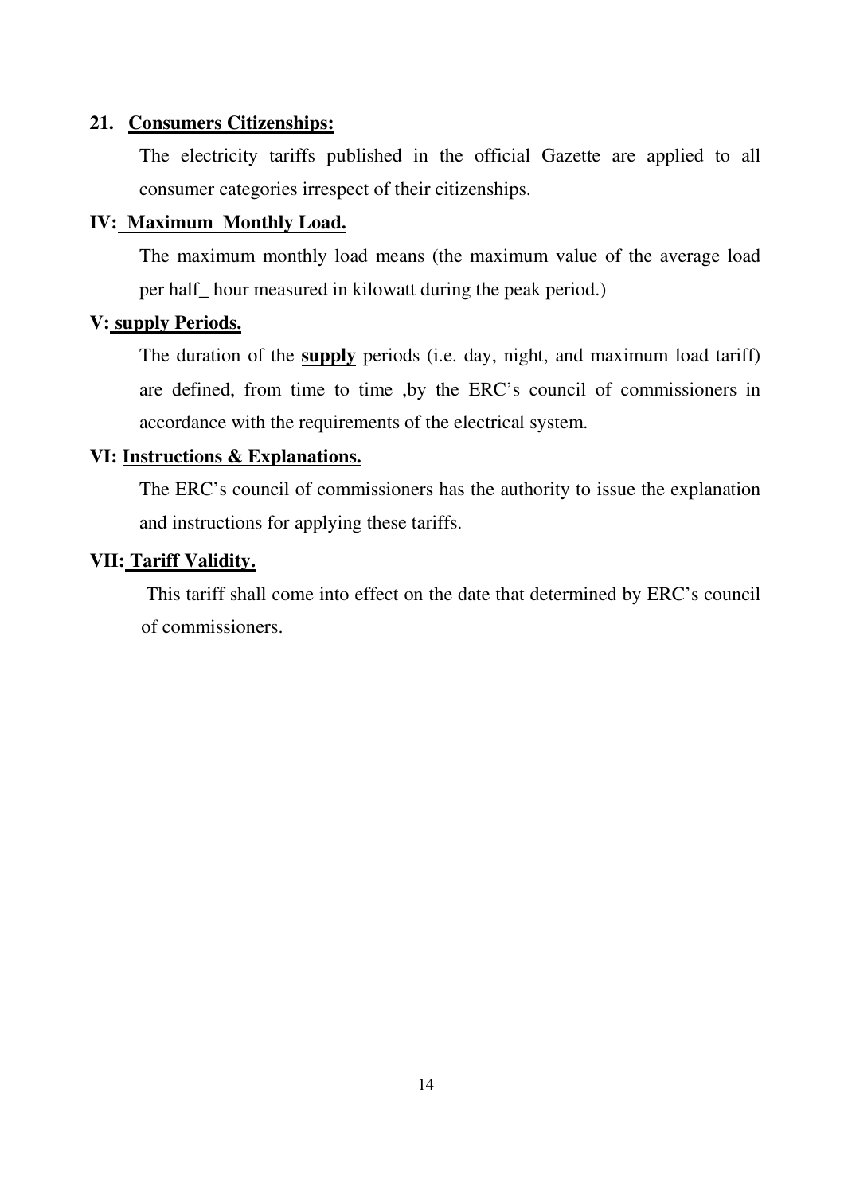### 21. **Consumers Citizenships:**

The electricity tariffs published in the official Gazette are applied to all consumer categories irrespect of their citizenships.

### IV: **Maximum Monthly Load.**

The maximum monthly load means (the maximum value of the average load per half_ hour measured in kilowatt during the peak period.)

### V: **supply Periods.**

The duration of the **supply** periods (i.e. day, night, and maximum load tariff) are defined, from time to time ,by the ERC's council of commissioners in accordance with the requirements of the electrical system.

### VI: **Instructions & Explanations.**

The ERC's council of commissioners has the authority to issue the explanation and instructions for applying these tariffs.

### VII: **Tariff Validity.**

This tariff shall come into effect on the date that determined by ERC's council of commissioners.